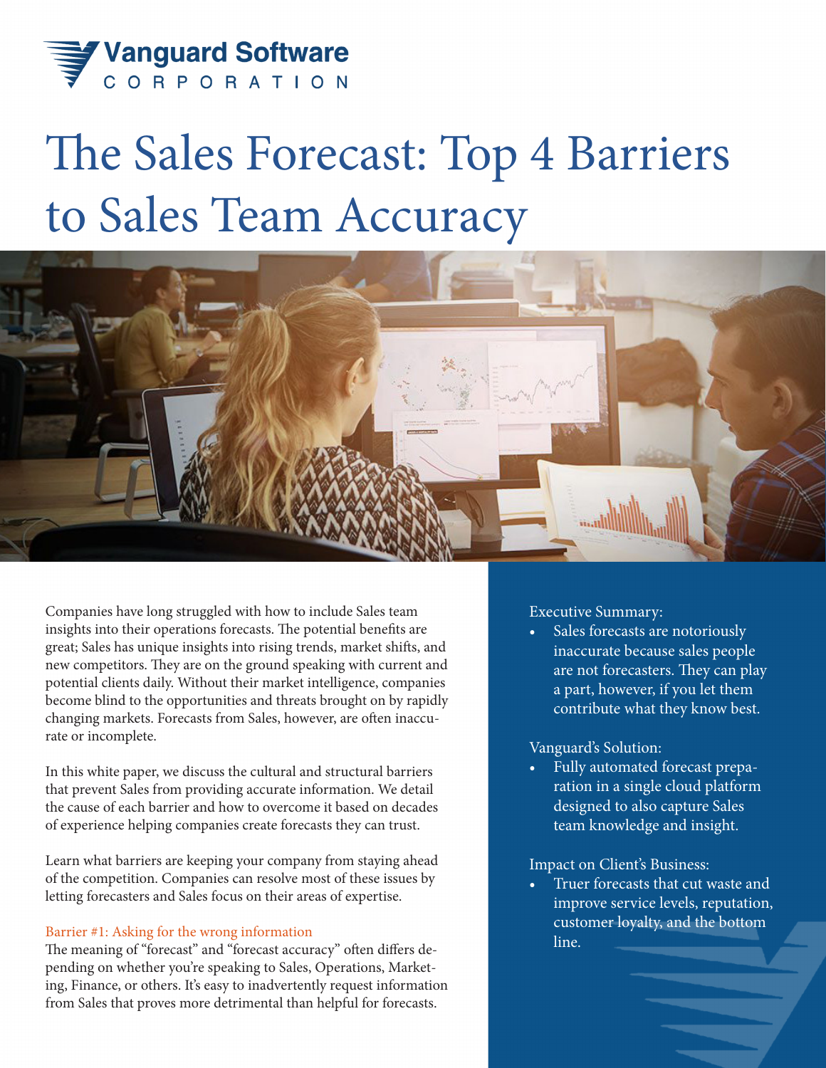Vanguard Software
CORPORATION

# The Sales Forecast: Top 4 Barriers to Sales Team Accuracy

Companies have long struggled with how to include Sales team insights into their operations forecasts. The potential benefits are great; Sales has unique insights into rising trends, market shifts, and new competitors. They are on the ground speaking with current and potential clients daily. Without their market intelligence, companies become blind to the opportunities and threats brought on by rapidly changing markets. Forecasts from Sales, however, are often inaccurate or incomplete.

In this white paper, we discuss the cultural and structural barriers that prevent Sales from providing accurate information. We detail the cause of each barrier and how to overcome it based on decades of experience helping companies create forecasts they can trust.

Learn what barriers are keeping your company from staying ahead of the competition. Companies can resolve most of these issues by letting forecasters and Sales focus on their areas of expertise.

## Barrier #1: Asking for the wrong information

The meaning of "forecast" and "forecast accuracy" often differs depending on whether you're speaking to Sales, Operations, Marketing, Finance, or others. It's easy to inadvertently request information from Sales that proves more detrimental than helpful for forecasts.

Executive Summary:

- Sales forecasts are notoriously inaccurate because sales people are not forecasters. They can play a part, however, if you let them contribute what they know best.

Vanguard's Solution:

- Fully automated forecast preparation in a single cloud platform designed to also capture Sales team knowledge and insight.

Impact on Client's Business:

- Truer forecasts that cut waste and improve service levels, reputation, customer loyalty, and the bottom line.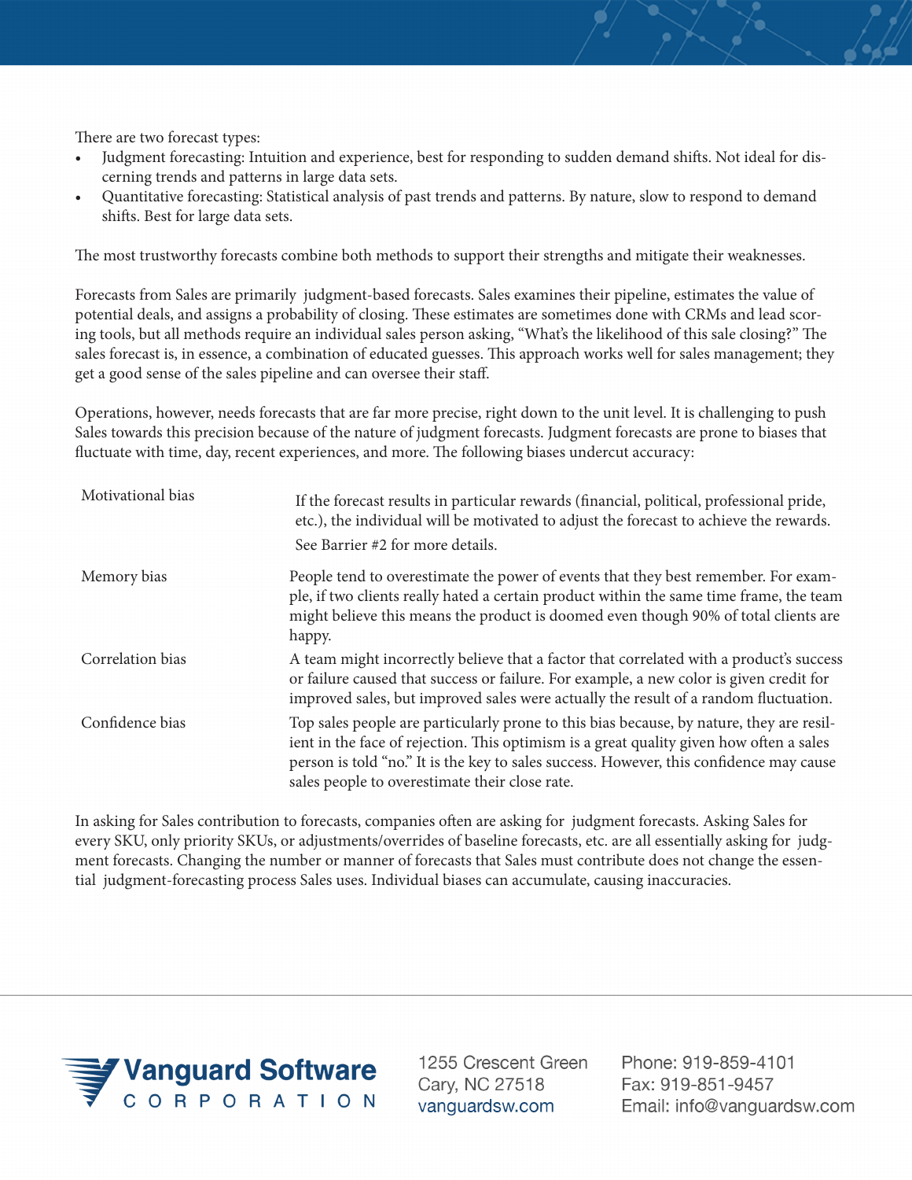There are two forecast types:

- Judgment forecasting: Intuition and experience, best for responding to sudden demand shifts. Not ideal for discerning trends and patterns in large data sets.
- Quantitative forecasting: Statistical analysis of past trends and patterns. By nature, slow to respond to demand shifts. Best for large data sets.

The most trustworthy forecasts combine both methods to support their strengths and mitigate their weaknesses.

Forecasts from Sales are primarily judgment-based forecasts. Sales examines their pipeline, estimates the value of potential deals, and assigns a probability of closing. These estimates are sometimes done with CRMs and lead scoring tools, but all methods require an individual sales person asking, "What's the likelihood of this sale closing?" The sales forecast is, in essence, a combination of educated guesses. This approach works well for sales management; they get a good sense of the sales pipeline and can oversee their staff.

Operations, however, needs forecasts that are far more precise, right down to the unit level. It is challenging to push Sales towards this precision because of the nature of judgment forecasts. Judgment forecasts are prone to biases that fluctuate with time, day, recent experiences, and more. The following biases undercut accuracy:

| | |
|---|---|
| Motivational bias | If the forecast results in particular rewards (financial, political, professional pride, etc.), the individual will be motivated to adjust the forecast to achieve the rewards. See Barrier #2 for more details. |
| Memory bias | People tend to overestimate the power of events that they best remember. For example, if two clients really hated a certain product within the same time frame, the team might believe this means the product is doomed even though 90% of total clients are happy. |
| Correlation bias | A team might incorrectly believe that a factor that correlated with a product's success or failure caused that success or failure. For example, a new color is given credit for improved sales, but improved sales were actually the result of a random fluctuation. |
| Confidence bias | Top sales people are particularly prone to this bias because, by nature, they are resilient in the face of rejection. This optimism is a great quality given how often a sales person is told "no." It is the key to sales success. However, this confidence may cause sales people to overestimate their close rate. |

In asking for Sales contribution to forecasts, companies often are asking for judgment forecasts. Asking Sales for every SKU, only priority SKUs, or adjustments/overrides of baseline forecasts, etc. are all essentially asking for judgment forecasts. Changing the number or manner of forecasts that Sales must contribute does not change the essential judgment-forecasting process Sales uses. Individual biases can accumulate, causing inaccuracies.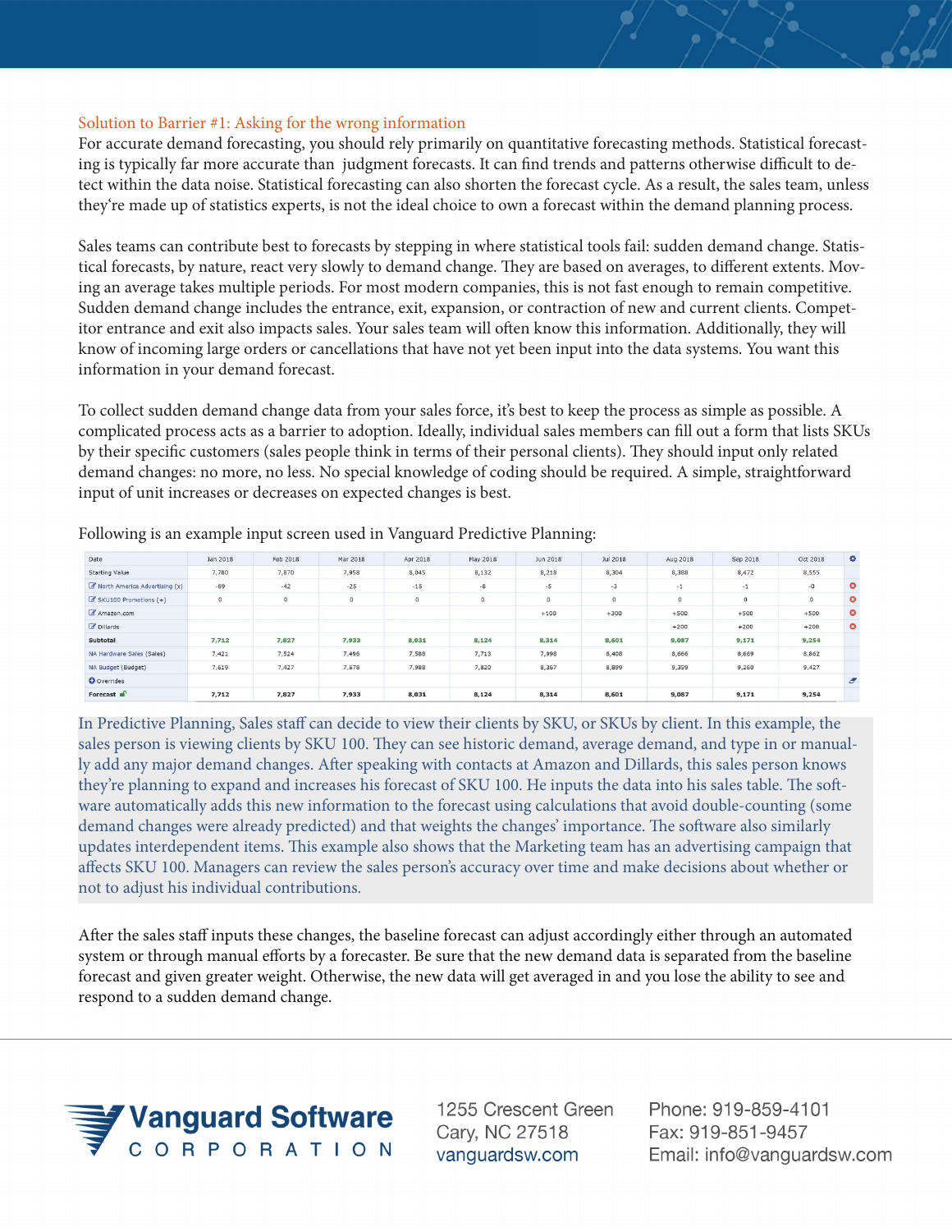## Solution to Barrier #1: Asking for the wrong information

For accurate demand forecasting, you should rely primarily on quantitative forecasting methods. Statistical forecasting is typically far more accurate than judgment forecasts. It can find trends and patterns otherwise difficult to detect within the data noise. Statistical forecasting can also shorten the forecast cycle. As a result, the sales team, unless they're made up of statistics experts, is not the ideal choice to own a forecast within the demand planning process.

Sales teams can contribute best to forecasts by stepping in where statistical tools fail: sudden demand change. Statistical forecasts, by nature, react very slowly to demand change. They are based on averages, to different extents. Moving an average takes multiple periods. For most modern companies, this is not fast enough to remain competitive. Sudden demand change includes the entrance, exit, expansion, or contraction of new and current clients. Competitor entrance and exit also impacts sales. Your sales team will often know this information. Additionally, they will know of incoming large orders or cancellations that have not yet been input into the data systems. You want this information in your demand forecast.

To collect sudden demand change data from your sales force, it's best to keep the process as simple as possible. A complicated process acts as a barrier to adoption. Ideally, individual sales members can fill out a form that lists SKUs by their specific customers (sales people think in terms of their personal clients). They should input only related demand changes: no more, no less. No special knowledge of coding should be required. A simple, straightforward input of unit increases or decreases on expected changes is best.

Following is an example input screen used in Vanguard Predictive Planning:

| Date | Jan 2018 | Feb 2018 | Mar 2018 | Apr 2018 | May 2018 | Jun 2018 | Jul 2018 | Aug 2018 | Sep 2018 | Oct 2018 |
|---|---|---|---|---|---|---|---|---|---|---|
| Starting Value | 7,780 | 7,870 | 7,958 | 8,045 | 8,132 | 8,218 | 8,304 | 8,388 | 8,472 | 8,555 |
| North America Advertising (x) | -69 | -42 | -25 | -15 | -8 | -5 | -3 | -1 | -1 | -0 |
| SKU100 Promotions (+) | 0 | 0 | 0 | 0 | 0 | 0 | 0 | 0 | 0 | 0 |
| Amazon.com | | | | | | +100 | +300 | +500 | +500 | +500 |
| Dillards | | | | | | | | +200 | +200 | +200 |
| **Subtotal** | **7,712** | **7,827** | **7,933** | **8,031** | **8,124** | **8,314** | **8,601** | **9,087** | **9,171** | **9,254** |
| NA Hardware Sales (Sales) | 7,421 | 7,524 | 7,496 | 7,588 | 7,713 | 7,998 | 8,408 | 8,666 | 8,669 | 8,862 |
| NA Budget (Budget) | 7,619 | 7,427 | 7,678 | 7,988 | 7,820 | 8,367 | 8,899 | 9,359 | 9,260 | 9,427 |
| Overrides | | | | | | | | | | |
| **Forecast** | **7,712** | **7,827** | **7,933** | **8,031** | **8,124** | **8,314** | **8,601** | **9,087** | **9,171** | **9,254** |

In Predictive Planning, Sales staff can decide to view their clients by SKU, or SKUs by client. In this example, the sales person is viewing clients by SKU 100. They can see historic demand, average demand, and type in or manually add any major demand changes. After speaking with contacts at Amazon and Dillards, this sales person knows they're planning to expand and increases his forecast of SKU 100. He inputs the data into his sales table. The software automatically adds this new information to the forecast using calculations that avoid double-counting (some demand changes were already predicted) and that weights the changes' importance. The software also similarly updates interdependent items. This example also shows that the Marketing team has an advertising campaign that affects SKU 100. Managers can review the sales person's accuracy over time and make decisions about whether or not to adjust his individual contributions.

After the sales staff inputs these changes, the baseline forecast can adjust accordingly either through an automated system or through manual efforts by a forecaster. Be sure that the new demand data is separated from the baseline forecast and given greater weight. Otherwise, the new data will get averaged in and you lose the ability to see and respond to a sudden demand change.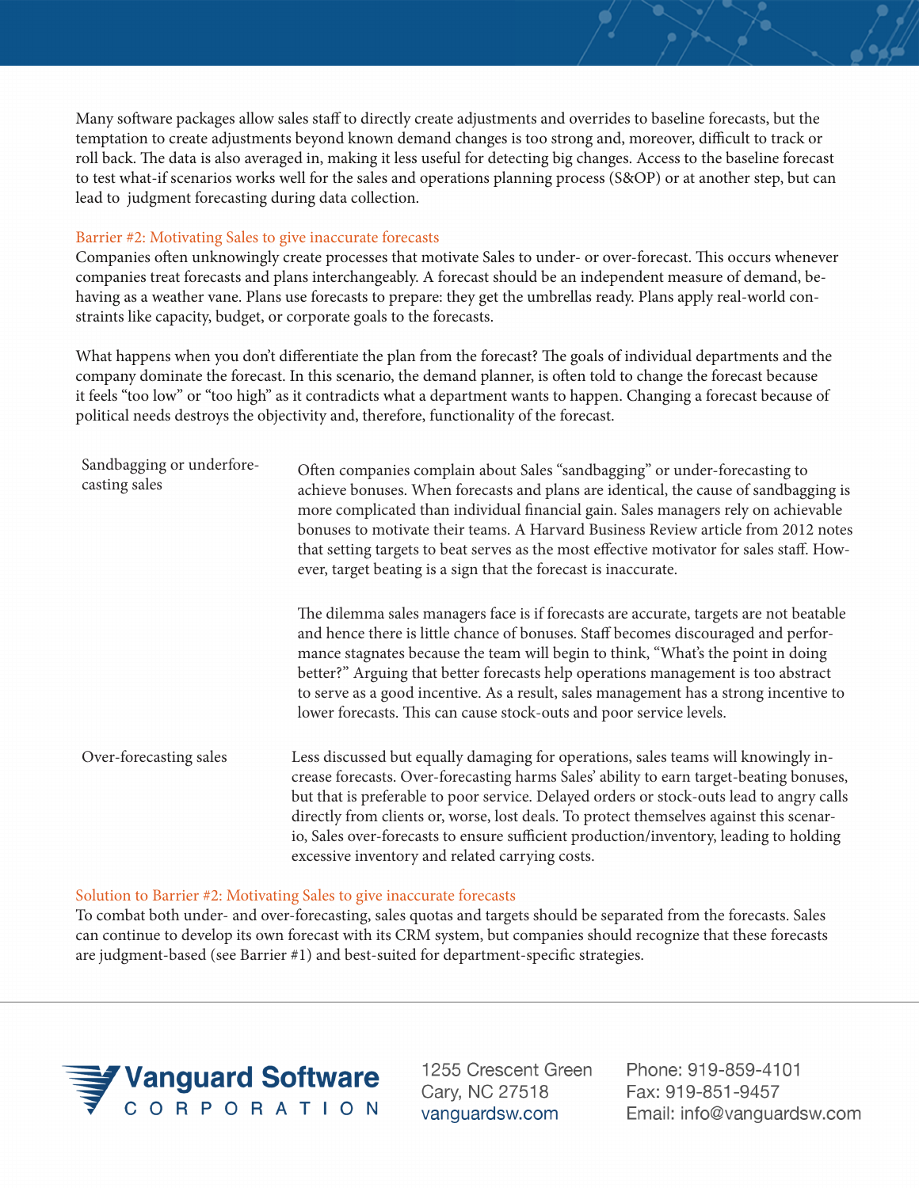Many software packages allow sales staff to directly create adjustments and overrides to baseline forecasts, but the temptation to create adjustments beyond known demand changes is too strong and, moreover, difficult to track or roll back. The data is also averaged in, making it less useful for detecting big changes. Access to the baseline forecast to test what-if scenarios works well for the sales and operations planning process (S&OP) or at another step, but can lead to judgment forecasting during data collection.

### Barrier #2: Motivating Sales to give inaccurate forecasts

Companies often unknowingly create processes that motivate Sales to under- or over-forecast. This occurs whenever companies treat forecasts and plans interchangeably. A forecast should be an independent measure of demand, behaving as a weather vane. Plans use forecasts to prepare: they get the umbrellas ready. Plans apply real-world constraints like capacity, budget, or corporate goals to the forecasts.

What happens when you don't differentiate the plan from the forecast? The goals of individual departments and the company dominate the forecast. In this scenario, the demand planner, is often told to change the forecast because it feels "too low" or "too high" as it contradicts what a department wants to happen. Changing a forecast because of political needs destroys the objectivity and, therefore, functionality of the forecast.

**Sandbagging or underforecasting sales**

Often companies complain about Sales "sandbagging" or under-forecasting to achieve bonuses. When forecasts and plans are identical, the cause of sandbagging is more complicated than individual financial gain. Sales managers rely on achievable bonuses to motivate their teams. A Harvard Business Review article from 2012 notes that setting targets to beat serves as the most effective motivator for sales staff. However, target beating is a sign that the forecast is inaccurate.

The dilemma sales managers face is if forecasts are accurate, targets are not beatable and hence there is little chance of bonuses. Staff becomes discouraged and performance stagnates because the team will begin to think, "What's the point in doing better?" Arguing that better forecasts help operations management is too abstract to serve as a good incentive. As a result, sales management has a strong incentive to lower forecasts. This can cause stock-outs and poor service levels.

**Over-forecasting sales**

Less discussed but equally damaging for operations, sales teams will knowingly increase forecasts. Over-forecasting harms Sales' ability to earn target-beating bonuses, but that is preferable to poor service. Delayed orders or stock-outs lead to angry calls directly from clients or, worse, lost deals. To protect themselves against this scenario, Sales over-forecasts to ensure sufficient production/inventory, leading to holding excessive inventory and related carrying costs.

### Solution to Barrier #2: Motivating Sales to give inaccurate forecasts

To combat both under- and over-forecasting, sales quotas and targets should be separated from the forecasts. Sales can continue to develop its own forecast with its CRM system, but companies should recognize that these forecasts are judgment-based (see Barrier #1) and best-suited for department-specific strategies.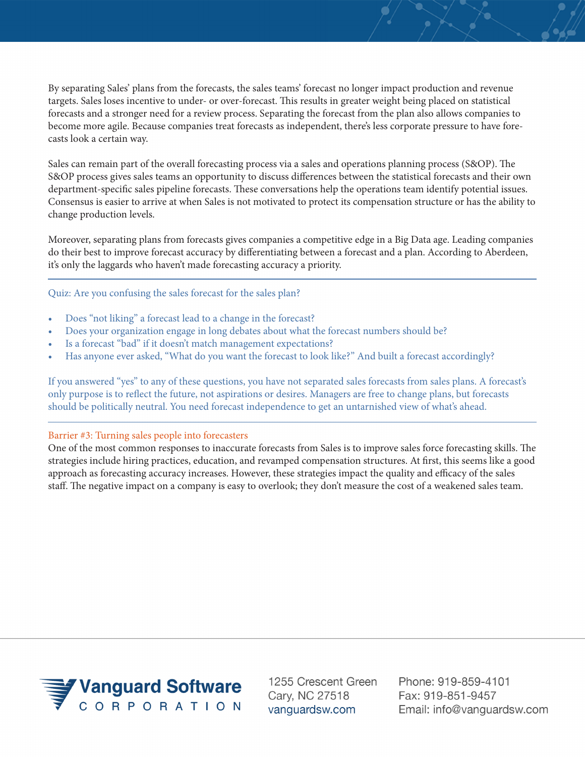By separating Sales' plans from the forecasts, the sales teams' forecast no longer impact production and revenue targets. Sales loses incentive to under- or over-forecast. This results in greater weight being placed on statistical forecasts and a stronger need for a review process. Separating the forecast from the plan also allows companies to become more agile. Because companies treat forecasts as independent, there's less corporate pressure to have forecasts look a certain way.

Sales can remain part of the overall forecasting process via a sales and operations planning process (S&OP). The S&OP process gives sales teams an opportunity to discuss differences between the statistical forecasts and their own department-specific sales pipeline forecasts. These conversations help the operations team identify potential issues. Consensus is easier to arrive at when Sales is not motivated to protect its compensation structure or has the ability to change production levels.

Moreover, separating plans from forecasts gives companies a competitive edge in a Big Data age. Leading companies do their best to improve forecast accuracy by differentiating between a forecast and a plan. According to Aberdeen, it's only the laggards who haven't made forecasting accuracy a priority.

---

Quiz: Are you confusing the sales forecast for the sales plan?

- Does "not liking" a forecast lead to a change in the forecast?
- Does your organization engage in long debates about what the forecast numbers should be?
- Is a forecast "bad" if it doesn't match management expectations?
- Has anyone ever asked, "What do you want the forecast to look like?" And built a forecast accordingly?

If you answered "yes" to any of these questions, you have not separated sales forecasts from sales plans. A forecast's only purpose is to reflect the future, not aspirations or desires. Managers are free to change plans, but forecasts should be politically neutral. You need forecast independence to get an untarnished view of what's ahead.

---

### Barrier #3: Turning sales people into forecasters

One of the most common responses to inaccurate forecasts from Sales is to improve sales force forecasting skills. The strategies include hiring practices, education, and revamped compensation structures. At first, this seems like a good approach as forecasting accuracy increases. However, these strategies impact the quality and efficacy of the sales staff. The negative impact on a company is easy to overlook; they don't measure the cost of a weakened sales team.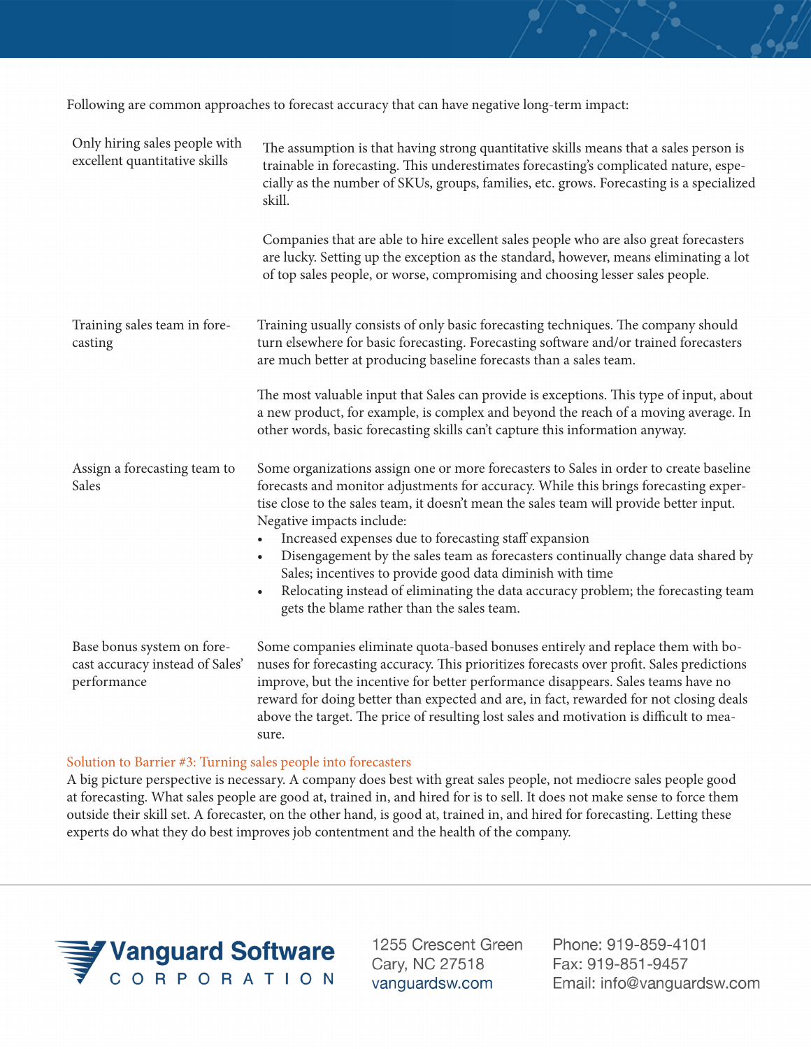Following are common approaches to forecast accuracy that can have negative long-term impact:

| Approach | Description |
| --- | --- |
| Only hiring sales people with excellent quantitative skills | The assumption is that having strong quantitative skills means that a sales person is trainable in forecasting. This underestimates forecasting's complicated nature, especially as the number of SKUs, groups, families, etc. grows. Forecasting is a specialized skill.<br><br>Companies that are able to hire excellent sales people who are also great forecasters are lucky. Setting up the exception as the standard, however, means eliminating a lot of top sales people, or worse, compromising and choosing lesser sales people. |
| Training sales team in forecasting | Training usually consists of only basic forecasting techniques. The company should turn elsewhere for basic forecasting. Forecasting software and/or trained forecasters are much better at producing baseline forecasts than a sales team.<br><br>The most valuable input that Sales can provide is exceptions. This type of input, about a new product, for example, is complex and beyond the reach of a moving average. In other words, basic forecasting skills can't capture this information anyway. |
| Assign a forecasting team to Sales | Some organizations assign one or more forecasters to Sales in order to create baseline forecasts and monitor adjustments for accuracy. While this brings forecasting expertise close to the sales team, it doesn't mean the sales team will provide better input. Negative impacts include:<br>• Increased expenses due to forecasting staff expansion<br>• Disengagement by the sales team as forecasters continually change data shared by Sales; incentives to provide good data diminish with time<br>• Relocating instead of eliminating the data accuracy problem; the forecasting team gets the blame rather than the sales team. |
| Base bonus system on forecast accuracy instead of Sales' performance | Some companies eliminate quota-based bonuses entirely and replace them with bonuses for forecasting accuracy. This prioritizes forecasts over profit. Sales predictions improve, but the incentive for better performance disappears. Sales teams have no reward for doing better than expected and are, in fact, rewarded for not closing deals above the target. The price of resulting lost sales and motivation is difficult to measure. |

### Solution to Barrier #3: Turning sales people into forecasters

A big picture perspective is necessary. A company does best with great sales people, not mediocre sales people good at forecasting. What sales people are good at, trained in, and hired for is to sell. It does not make sense to force them outside their skill set. A forecaster, on the other hand, is good at, trained in, and hired for forecasting. Letting these experts do what they do best improves job contentment and the health of the company.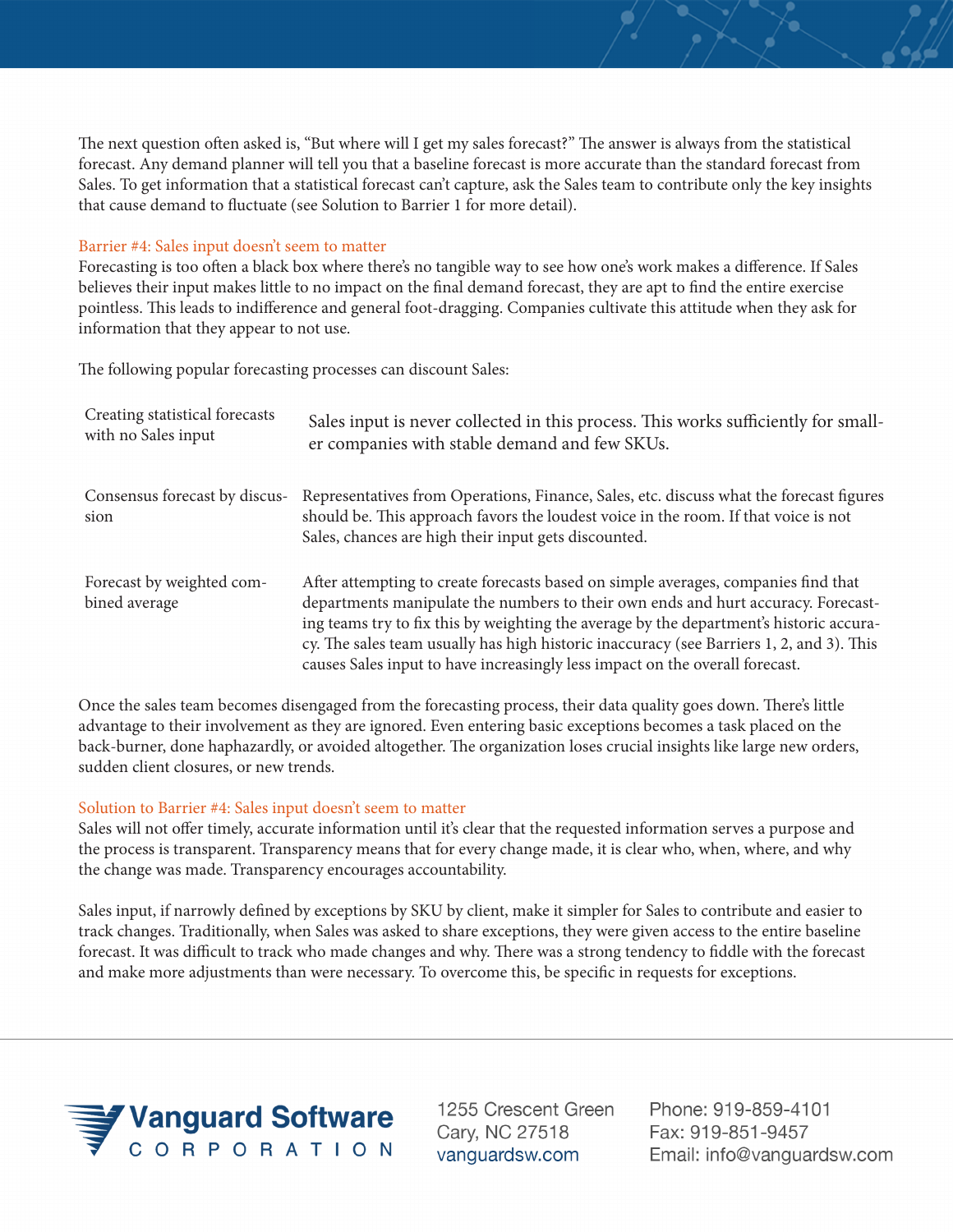The next question often asked is, "But where will I get my sales forecast?" The answer is always from the statistical forecast. Any demand planner will tell you that a baseline forecast is more accurate than the standard forecast from Sales. To get information that a statistical forecast can't capture, ask the Sales team to contribute only the key insights that cause demand to fluctuate (see Solution to Barrier 1 for more detail).

### Barrier #4: Sales input doesn't seem to matter

Forecasting is too often a black box where there's no tangible way to see how one's work makes a difference. If Sales believes their input makes little to no impact on the final demand forecast, they are apt to find the entire exercise pointless. This leads to indifference and general foot-dragging. Companies cultivate this attitude when they ask for information that they appear to not use.

The following popular forecasting processes can discount Sales:

| | |
|---|---|
| Creating statistical forecasts with no Sales input | Sales input is never collected in this process. This works sufficiently for smaller companies with stable demand and few SKUs. |
| Consensus forecast by discussion | Representatives from Operations, Finance, Sales, etc. discuss what the forecast figures should be. This approach favors the loudest voice in the room. If that voice is not Sales, chances are high their input gets discounted. |
| Forecast by weighted combined average | After attempting to create forecasts based on simple averages, companies find that departments manipulate the numbers to their own ends and hurt accuracy. Forecasting teams try to fix this by weighting the average by the department's historic accuracy. The sales team usually has high historic inaccuracy (see Barriers 1, 2, and 3). This causes Sales input to have increasingly less impact on the overall forecast. |

Once the sales team becomes disengaged from the forecasting process, their data quality goes down. There's little advantage to their involvement as they are ignored. Even entering basic exceptions becomes a task placed on the back-burner, done haphazardly, or avoided altogether. The organization loses crucial insights like large new orders, sudden client closures, or new trends.

### Solution to Barrier #4: Sales input doesn't seem to matter

Sales will not offer timely, accurate information until it's clear that the requested information serves a purpose and the process is transparent. Transparency means that for every change made, it is clear who, when, where, and why the change was made. Transparency encourages accountability.

Sales input, if narrowly defined by exceptions by SKU by client, make it simpler for Sales to contribute and easier to track changes. Traditionally, when Sales was asked to share exceptions, they were given access to the entire baseline forecast. It was difficult to track who made changes and why. There was a strong tendency to fiddle with the forecast and make more adjustments than were necessary. To overcome this, be specific in requests for exceptions.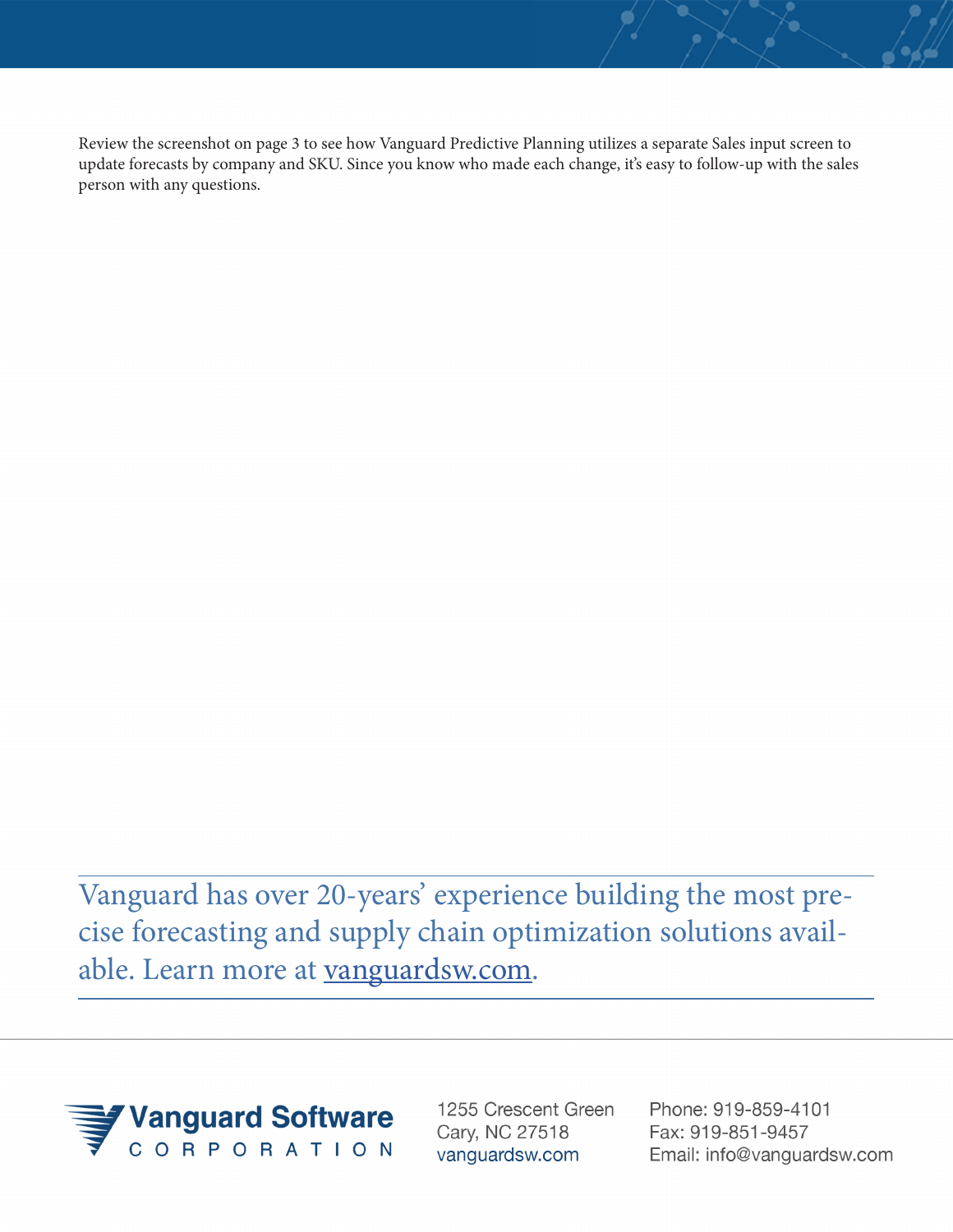Review the screenshot on page 3 to see how Vanguard Predictive Planning utilizes a separate Sales input screen to update forecasts by company and SKU. Since you know who made each change, it's easy to follow-up with the sales person with any questions.

Vanguard has over 20-years' experience building the most precise forecasting and supply chain optimization solutions available. Learn more at vanguardsw.com.

**Vanguard Software CORPORATION**

1255 Crescent Green
Cary, NC 27518
vanguardsw.com

Phone: 919-859-4101
Fax: 919-851-9457
Email: info@vanguardsw.com